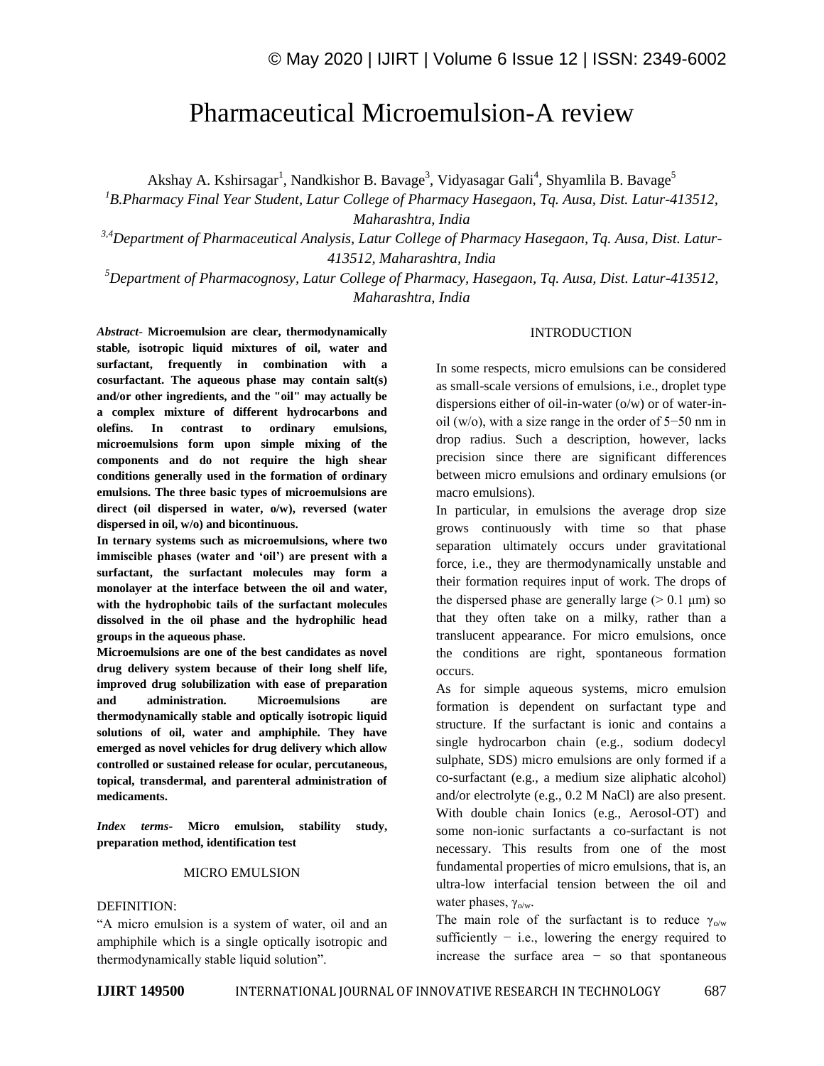# Pharmaceutical Microemulsion-A review

Akshay A. Kshirsagar[1], Nandkishor B. Bavage[3], Vidyasagar Gali[4], Shyamlila B. Bavage[5]

[1]*B.Pharmacy Final Year Student, Latur College of Pharmacy Hasegaon, Tq. Ausa, Dist. Latur-413512, Maharashtra, India*

[3,4]*Department of Pharmaceutical Analysis, Latur College of Pharmacy Hasegaon, Tq. Ausa, Dist. Latur-413512, Maharashtra, India*

[5]*Department of Pharmacognosy, Latur College of Pharmacy, Hasegaon, Tq. Ausa, Dist. Latur-413512, Maharashtra, India*

***Abstract-*** **Microemulsion are clear, thermodynamically stable, isotropic liquid mixtures of oil, water and surfactant, frequently in combination with a cosurfactant. The aqueous phase may contain salt(s) and/or other ingredients, and the "oil" may actually be a complex mixture of different hydrocarbons and olefins. In contrast to ordinary emulsions, microemulsions form upon simple mixing of the components and do not require the high shear conditions generally used in the formation of ordinary emulsions. The three basic types of microemulsions are direct (oil dispersed in water, o/w), reversed (water dispersed in oil, w/o) and bicontinuous.**

**In ternary systems such as microemulsions, where two immiscible phases (water and 'oil') are present with a surfactant, the surfactant molecules may form a monolayer at the interface between the oil and water, with the hydrophobic tails of the surfactant molecules dissolved in the oil phase and the hydrophilic head groups in the aqueous phase.**

**Microemulsions are one of the best candidates as novel drug delivery system because of their long shelf life, improved drug solubilization with ease of preparation and administration. Microemulsions are thermodynamically stable and optically isotropic liquid solutions of oil, water and amphiphile. They have emerged as novel vehicles for drug delivery which allow controlled or sustained release for ocular, percutaneous, topical, transdermal, and parenteral administration of medicaments.**

***Index terms-*** **Micro emulsion, stability study, preparation method, identification test**

## MICRO EMULSION

DEFINITION:

"A micro emulsion is a system of water, oil and an amphiphile which is a single optically isotropic and thermodynamically stable liquid solution".

## INTRODUCTION

In some respects, micro emulsions can be considered as small-scale versions of emulsions, i.e., droplet type dispersions either of oil-in-water (o/w) or of water-in-oil (w/o), with a size range in the order of 5−50 nm in drop radius. Such a description, however, lacks precision since there are significant differences between micro emulsions and ordinary emulsions (or macro emulsions).

In particular, in emulsions the average drop size grows continuously with time so that phase separation ultimately occurs under gravitational force, i.e., they are thermodynamically unstable and their formation requires input of work. The drops of the dispersed phase are generally large (> 0.1 μm) so that they often take on a milky, rather than a translucent appearance. For micro emulsions, once the conditions are right, spontaneous formation occurs.

As for simple aqueous systems, micro emulsion formation is dependent on surfactant type and structure. If the surfactant is ionic and contains a single hydrocarbon chain (e.g., sodium dodecyl sulphate, SDS) micro emulsions are only formed if a co-surfactant (e.g., a medium size aliphatic alcohol) and/or electrolyte (e.g., 0.2 M NaCl) are also present. With double chain Ionics (e.g., Aerosol-OT) and some non-ionic surfactants a co-surfactant is not necessary. This results from one of the most fundamental properties of micro emulsions, that is, an ultra-low interfacial tension between the oil and water phases, $\gamma_{o/w}$.

The main role of the surfactant is to reduce $\gamma_{o/w}$ sufficiently − i.e., lowering the energy required to increase the surface area − so that spontaneous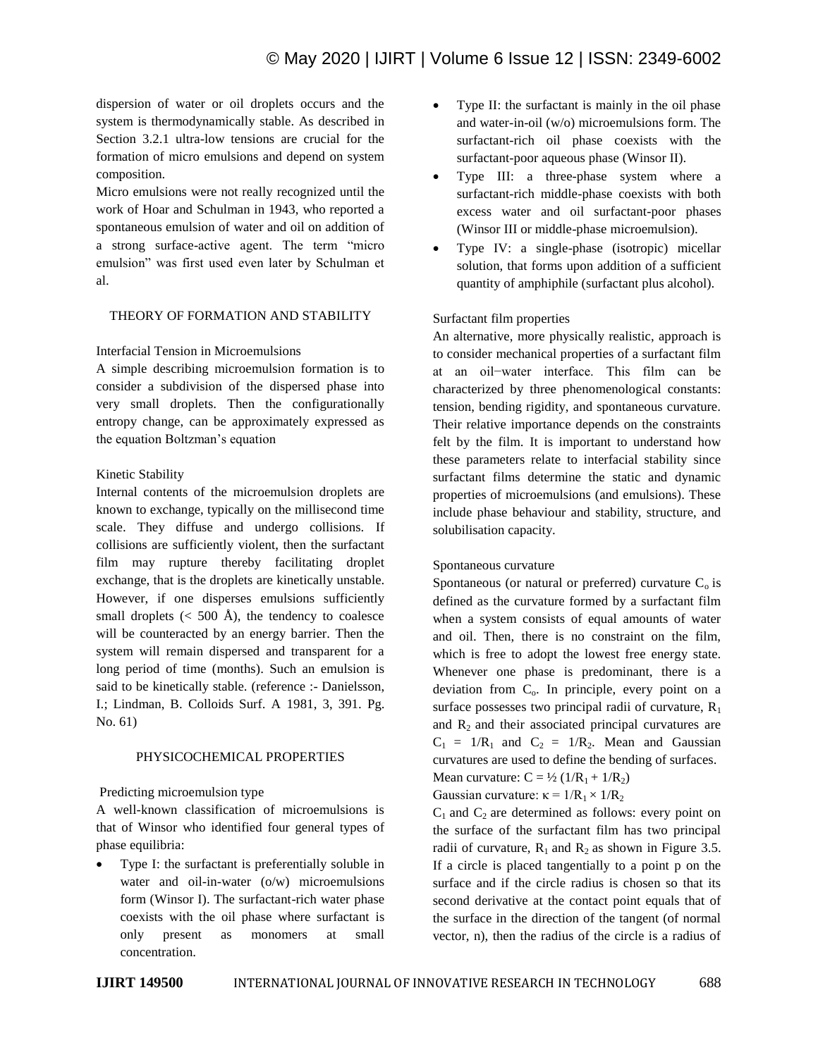dispersion of water or oil droplets occurs and the system is thermodynamically stable. As described in Section 3.2.1 ultra-low tensions are crucial for the formation of micro emulsions and depend on system composition.

Micro emulsions were not really recognized until the work of Hoar and Schulman in 1943, who reported a spontaneous emulsion of water and oil on addition of a strong surface-active agent. The term “micro emulsion” was first used even later by Schulman et al.

## THEORY OF FORMATION AND STABILITY

### Interfacial Tension in Microemulsions

A simple describing microemulsion formation is to consider a subdivision of the dispersed phase into very small droplets. Then the configurationally entropy change, can be approximately expressed as the equation Boltzman’s equation

### Kinetic Stability

Internal contents of the microemulsion droplets are known to exchange, typically on the millisecond time scale. They diffuse and undergo collisions. If collisions are sufficiently violent, then the surfactant film may rupture thereby facilitating droplet exchange, that is the droplets are kinetically unstable. However, if one disperses emulsions sufficiently small droplets (< 500 Å), the tendency to coalesce will be counteracted by an energy barrier. Then the system will remain dispersed and transparent for a long period of time (months). Such an emulsion is said to be kinetically stable. (reference :- Danielsson, I.; Lindman, B. Colloids Surf. A 1981, 3, 391. Pg. No. 61)

## PHYSICOCHEMICAL PROPERTIES

### Predicting microemulsion type

A well-known classification of microemulsions is that of Winsor who identified four general types of phase equilibria:

- Type I: the surfactant is preferentially soluble in water and oil-in-water (o/w) microemulsions form (Winsor I). The surfactant-rich water phase coexists with the oil phase where surfactant is only present as monomers at small concentration.
- Type II: the surfactant is mainly in the oil phase and water-in-oil (w/o) microemulsions form. The surfactant-rich oil phase coexists with the surfactant-poor aqueous phase (Winsor II).
- Type III: a three-phase system where a surfactant-rich middle-phase coexists with both excess water and oil surfactant-poor phases (Winsor III or middle-phase microemulsion).
- Type IV: a single-phase (isotropic) micellar solution, that forms upon addition of a sufficient quantity of amphiphile (surfactant plus alcohol).

### Surfactant film properties

An alternative, more physically realistic, approach is to consider mechanical properties of a surfactant film at an oil−water interface. This film can be characterized by three phenomenological constants: tension, bending rigidity, and spontaneous curvature. Their relative importance depends on the constraints felt by the film. It is important to understand how these parameters relate to interfacial stability since surfactant films determine the static and dynamic properties of microemulsions (and emulsions). These include phase behaviour and stability, structure, and solubilisation capacity.

### Spontaneous curvature

Spontaneous (or natural or preferred) curvature $C_o$ is defined as the curvature formed by a surfactant film when a system consists of equal amounts of water and oil. Then, there is no constraint on the film, which is free to adopt the lowest free energy state. Whenever one phase is predominant, there is a deviation from $C_o$. In principle, every point on a surface possesses two principal radii of curvature, $R_1$ and $R_2$ and their associated principal curvatures are $C_1 = 1/R_1$ and $C_2 = 1/R_2$. Mean and Gaussian curvatures are used to define the bending of surfaces.

Mean curvature: $C = ½ (1/R_1 + 1/R_2)$

Gaussian curvature: $\kappa = 1/R_1 \times 1/R_2$

$C_1$ and $C_2$ are determined as follows: every point on the surface of the surfactant film has two principal radii of curvature, $R_1$ and $R_2$ as shown in Figure 3.5. If a circle is placed tangentially to a point p on the surface and if the circle radius is chosen so that its second derivative at the contact point equals that of the surface in the direction of the tangent (of normal vector, n), then the radius of the circle is a radius of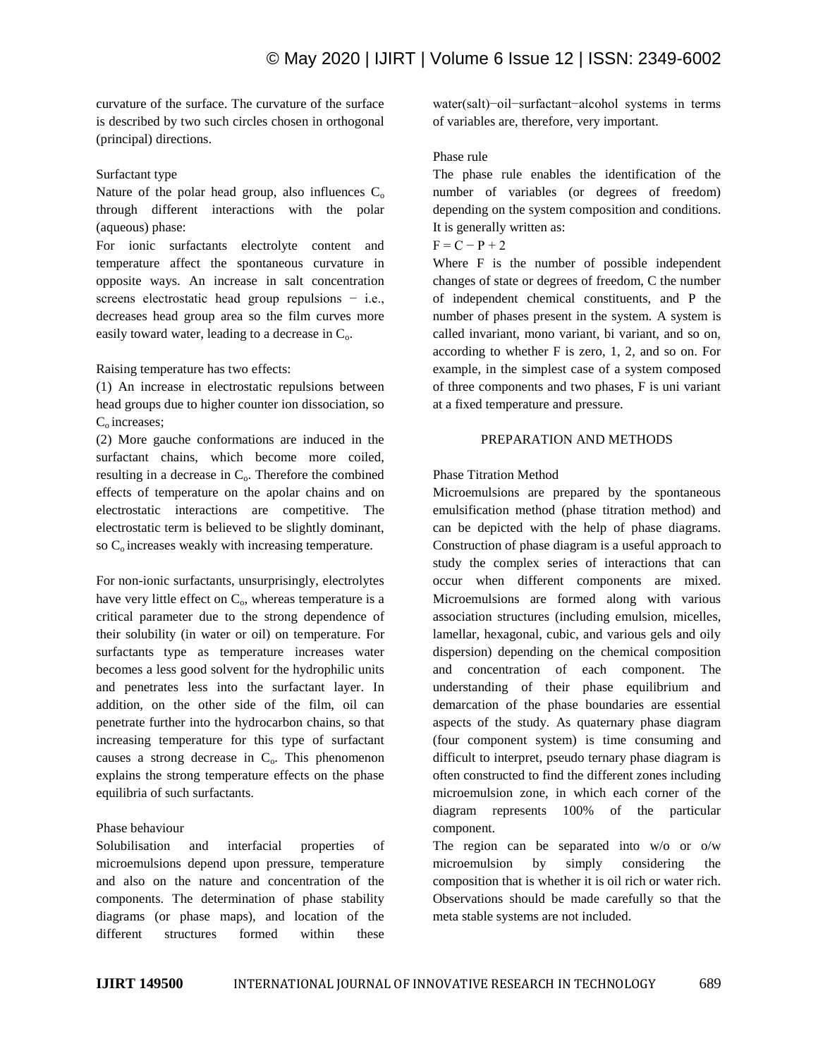curvature of the surface. The curvature of the surface is described by two such circles chosen in orthogonal (principal) directions.

Surfactant type

Nature of the polar head group, also influences $C_o$ through different interactions with the polar (aqueous) phase:

For ionic surfactants electrolyte content and temperature affect the spontaneous curvature in opposite ways. An increase in salt concentration screens electrostatic head group repulsions − i.e., decreases head group area so the film curves more easily toward water, leading to a decrease in $C_o$.

Raising temperature has two effects:

(1) An increase in electrostatic repulsions between head groups due to higher counter ion dissociation, so $C_o$ increases;

(2) More gauche conformations are induced in the surfactant chains, which become more coiled, resulting in a decrease in $C_o$. Therefore the combined effects of temperature on the apolar chains and on electrostatic interactions are competitive. The electrostatic term is believed to be slightly dominant, so $C_o$ increases weakly with increasing temperature.

For non-ionic surfactants, unsurprisingly, electrolytes have very little effect on $C_o$, whereas temperature is a critical parameter due to the strong dependence of their solubility (in water or oil) on temperature. For surfactants type as temperature increases water becomes a less good solvent for the hydrophilic units and penetrates less into the surfactant layer. In addition, on the other side of the film, oil can penetrate further into the hydrocarbon chains, so that increasing temperature for this type of surfactant causes a strong decrease in $C_o$. This phenomenon explains the strong temperature effects on the phase equilibria of such surfactants.

Phase behaviour

Solubilisation and interfacial properties of microemulsions depend upon pressure, temperature and also on the nature and concentration of the components. The determination of phase stability diagrams (or phase maps), and location of the different structures formed within these water(salt)−oil−surfactant−alcohol systems in terms of variables are, therefore, very important.

Phase rule

The phase rule enables the identification of the number of variables (or degrees of freedom) depending on the system composition and conditions. It is generally written as:

$$F = C - P + 2$$

Where F is the number of possible independent changes of state or degrees of freedom, C the number of independent chemical constituents, and P the number of phases present in the system. A system is called invariant, mono variant, bi variant, and so on, according to whether F is zero, 1, 2, and so on. For example, in the simplest case of a system composed of three components and two phases, F is uni variant at a fixed temperature and pressure.

## PREPARATION AND METHODS

Phase Titration Method

Microemulsions are prepared by the spontaneous emulsification method (phase titration method) and can be depicted with the help of phase diagrams. Construction of phase diagram is a useful approach to study the complex series of interactions that can occur when different components are mixed. Microemulsions are formed along with various association structures (including emulsion, micelles, lamellar, hexagonal, cubic, and various gels and oily dispersion) depending on the chemical composition and concentration of each component. The understanding of their phase equilibrium and demarcation of the phase boundaries are essential aspects of the study. As quaternary phase diagram (four component system) is time consuming and difficult to interpret, pseudo ternary phase diagram is often constructed to find the different zones including microemulsion zone, in which each corner of the diagram represents 100% of the particular component.

The region can be separated into w/o or o/w microemulsion by simply considering the composition that is whether it is oil rich or water rich. Observations should be made carefully so that the meta stable systems are not included.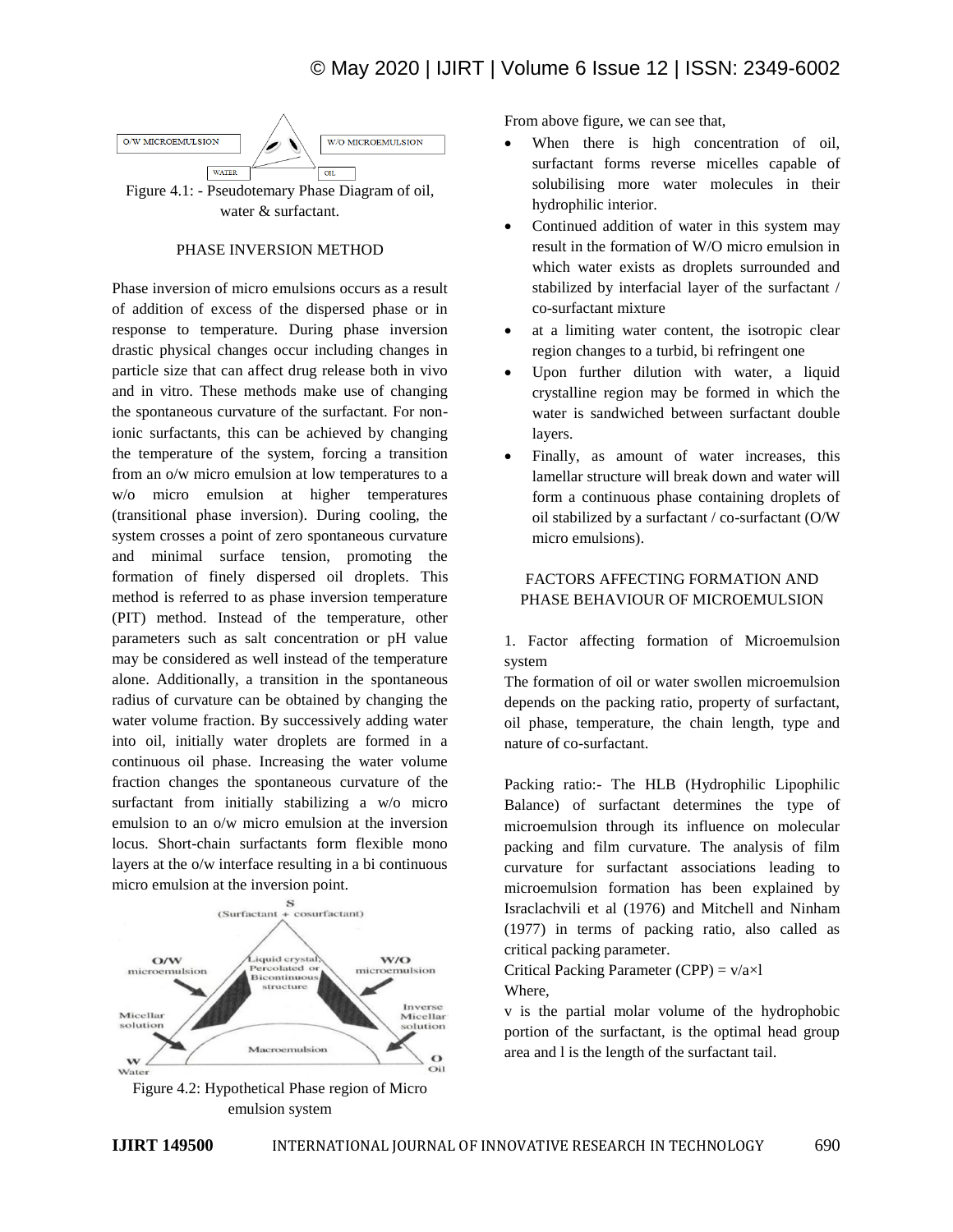Figure 4.1: - Pseudotemary Phase Diagram of oil, water & surfactant.

PHASE INVERSION METHOD

Phase inversion of micro emulsions occurs as a result of addition of excess of the dispersed phase or in response to temperature. During phase inversion drastic physical changes occur including changes in particle size that can affect drug release both in vivo and in vitro. These methods make use of changing the spontaneous curvature of the surfactant. For non-ionic surfactants, this can be achieved by changing the temperature of the system, forcing a transition from an o/w micro emulsion at low temperatures to a w/o micro emulsion at higher temperatures (transitional phase inversion). During cooling, the system crosses a point of zero spontaneous curvature and minimal surface tension, promoting the formation of finely dispersed oil droplets. This method is referred to as phase inversion temperature (PIT) method. Instead of the temperature, other parameters such as salt concentration or pH value may be considered as well instead of the temperature alone. Additionally, a transition in the spontaneous radius of curvature can be obtained by changing the water volume fraction. By successively adding water into oil, initially water droplets are formed in a continuous oil phase. Increasing the water volume fraction changes the spontaneous curvature of the surfactant from initially stabilizing a w/o micro emulsion to an o/w micro emulsion at the inversion locus. Short-chain surfactants form flexible mono layers at the o/w interface resulting in a bi continuous micro emulsion at the inversion point.

Figure 4.2: Hypothetical Phase region of Micro emulsion system

From above figure, we can see that,

- When there is high concentration of oil, surfactant forms reverse micelles capable of solubilising more water molecules in their hydrophilic interior.
- Continued addition of water in this system may result in the formation of W/O micro emulsion in which water exists as droplets surrounded and stabilized by interfacial layer of the surfactant / co-surfactant mixture
- at a limiting water content, the isotropic clear region changes to a turbid, bi refringent one
- Upon further dilution with water, a liquid crystalline region may be formed in which the water is sandwiched between surfactant double layers.
- Finally, as amount of water increases, this lamellar structure will break down and water will form a continuous phase containing droplets of oil stabilized by a surfactant / co-surfactant (O/W micro emulsions).

FACTORS AFFECTING FORMATION AND PHASE BEHAVIOUR OF MICROEMULSION

1. Factor affecting formation of Microemulsion system

The formation of oil or water swollen microemulsion depends on the packing ratio, property of surfactant, oil phase, temperature, the chain length, type and nature of co-surfactant.

Packing ratio:- The HLB (Hydrophilic Lipophilic Balance) of surfactant determines the type of microemulsion through its influence on molecular packing and film curvature. The analysis of film curvature for surfactant associations leading to microemulsion formation has been explained by Israclachvili et al (1976) and Mitchell and Ninham (1977) in terms of packing ratio, also called as critical packing parameter.

Critical Packing Parameter (CPP) = $v/a \times l$

Where,

v is the partial molar volume of the hydrophobic portion of the surfactant, is the optimal head group area and l is the length of the surfactant tail.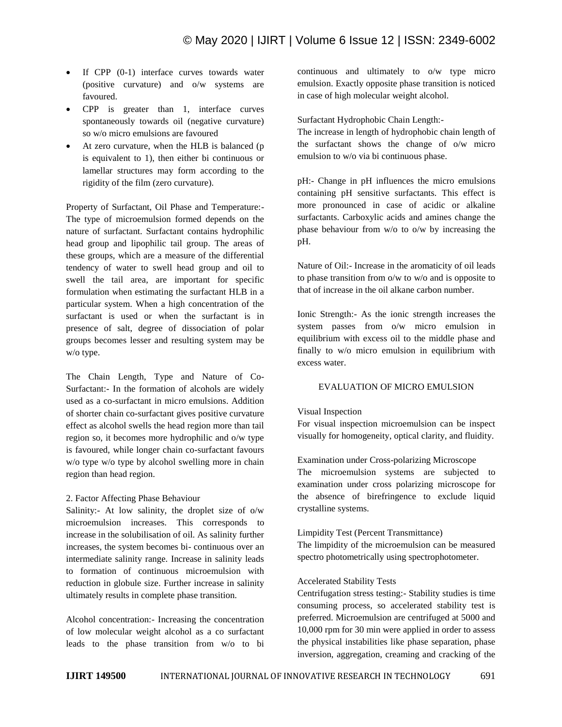- If CPP (0-1) interface curves towards water (positive curvature) and o/w systems are favoured.
- CPP is greater than 1, interface curves spontaneously towards oil (negative curvature) so w/o micro emulsions are favoured
- At zero curvature, when the HLB is balanced (p is equivalent to 1), then either bi continuous or lamellar structures may form according to the rigidity of the film (zero curvature).

Property of Surfactant, Oil Phase and Temperature:- The type of microemulsion formed depends on the nature of surfactant. Surfactant contains hydrophilic head group and lipophilic tail group. The areas of these groups, which are a measure of the differential tendency of water to swell head group and oil to swell the tail area, are important for specific formulation when estimating the surfactant HLB in a particular system. When a high concentration of the surfactant is used or when the surfactant is in presence of salt, degree of dissociation of polar groups becomes lesser and resulting system may be w/o type.

The Chain Length, Type and Nature of Co-Surfactant:- In the formation of alcohols are widely used as a co-surfactant in micro emulsions. Addition of shorter chain co-surfactant gives positive curvature effect as alcohol swells the head region more than tail region so, it becomes more hydrophilic and o/w type is favoured, while longer chain co-surfactant favours w/o type w/o type by alcohol swelling more in chain region than head region.

2. Factor Affecting Phase Behaviour

Salinity:- At low salinity, the droplet size of o/w microemulsion increases. This corresponds to increase in the solubilisation of oil. As salinity further increases, the system becomes bi- continuous over an intermediate salinity range. Increase in salinity leads to formation of continuous microemulsion with reduction in globule size. Further increase in salinity ultimately results in complete phase transition.

Alcohol concentration:- Increasing the concentration of low molecular weight alcohol as a co surfactant leads to the phase transition from w/o to bi continuous and ultimately to o/w type micro emulsion. Exactly opposite phase transition is noticed in case of high molecular weight alcohol.

Surfactant Hydrophobic Chain Length:-
The increase in length of hydrophobic chain length of the surfactant shows the change of o/w micro emulsion to w/o via bi continuous phase.

pH:- Change in pH influences the micro emulsions containing pH sensitive surfactants. This effect is more pronounced in case of acidic or alkaline surfactants. Carboxylic acids and amines change the phase behaviour from w/o to o/w by increasing the pH.

Nature of Oil:- Increase in the aromaticity of oil leads to phase transition from o/w to w/o and is opposite to that of increase in the oil alkane carbon number.

Ionic Strength:- As the ionic strength increases the system passes from o/w micro emulsion in equilibrium with excess oil to the middle phase and finally to w/o micro emulsion in equilibrium with excess water.

## EVALUATION OF MICRO EMULSION

Visual Inspection
For visual inspection microemulsion can be inspect visually for homogeneity, optical clarity, and fluidity.

Examination under Cross-polarizing Microscope
The microemulsion systems are subjected to examination under cross polarizing microscope for the absence of birefringence to exclude liquid crystalline systems.

Limpidity Test (Percent Transmittance)
The limpidity of the microemulsion can be measured spectro photometrically using spectrophotometer.

Accelerated Stability Tests
Centrifugation stress testing:- Stability studies is time consuming process, so accelerated stability test is preferred. Microemulsion are centrifuged at 5000 and 10,000 rpm for 30 min were applied in order to assess the physical instabilities like phase separation, phase inversion, aggregation, creaming and cracking of the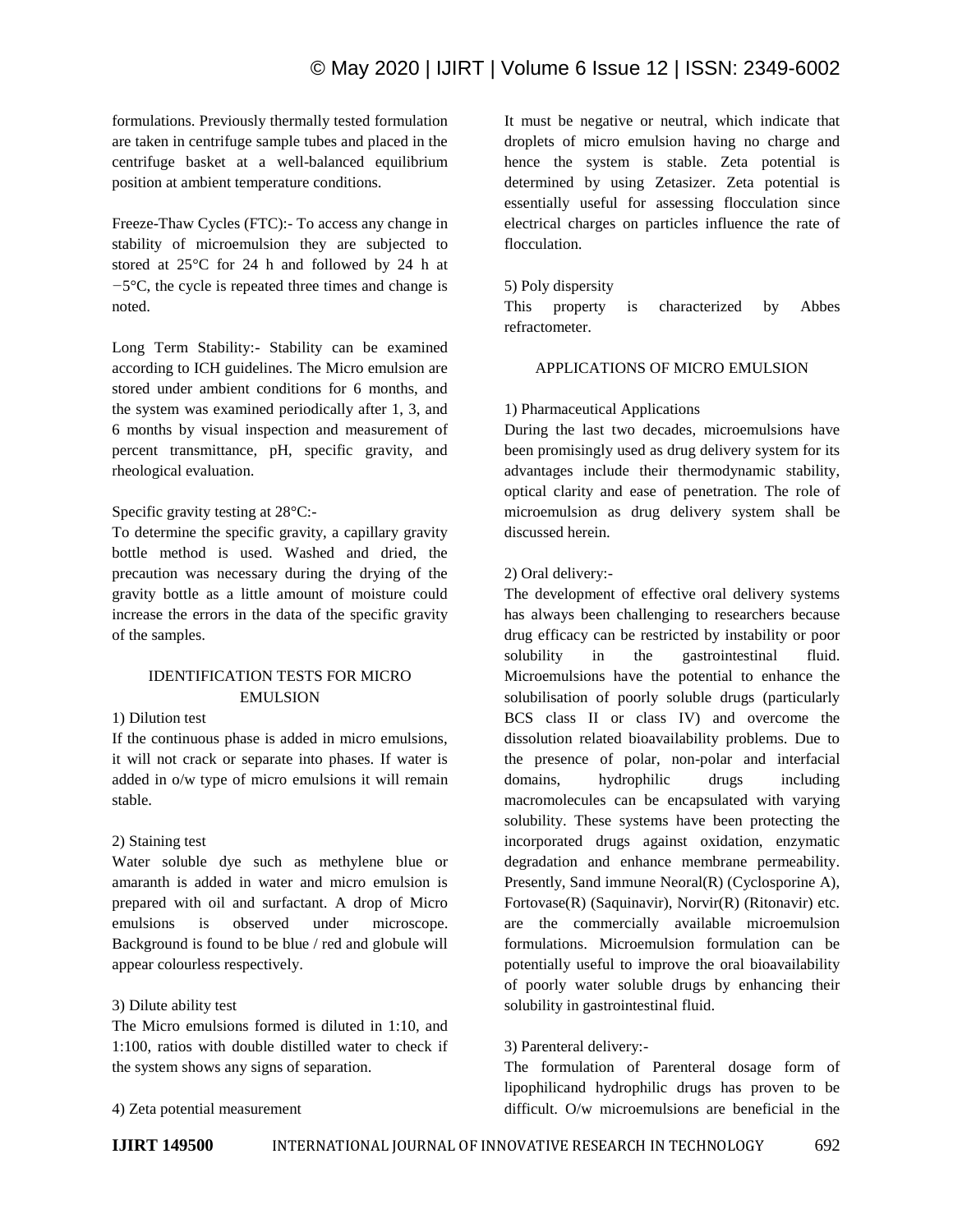formulations. Previously thermally tested formulation are taken in centrifuge sample tubes and placed in the centrifuge basket at a well-balanced equilibrium position at ambient temperature conditions.

Freeze-Thaw Cycles (FTC):- To access any change in stability of microemulsion they are subjected to stored at 25°C for 24 h and followed by 24 h at −5°C, the cycle is repeated three times and change is noted.

Long Term Stability:- Stability can be examined according to ICH guidelines. The Micro emulsion are stored under ambient conditions for 6 months, and the system was examined periodically after 1, 3, and 6 months by visual inspection and measurement of percent transmittance, pH, specific gravity, and rheological evaluation.

Specific gravity testing at 28°C:-

To determine the specific gravity, a capillary gravity bottle method is used. Washed and dried, the precaution was necessary during the drying of the gravity bottle as a little amount of moisture could increase the errors in the data of the specific gravity of the samples.

## IDENTIFICATION TESTS FOR MICRO EMULSION

1) Dilution test

If the continuous phase is added in micro emulsions, it will not crack or separate into phases. If water is added in o/w type of micro emulsions it will remain stable.

2) Staining test

Water soluble dye such as methylene blue or amaranth is added in water and micro emulsion is prepared with oil and surfactant. A drop of Micro emulsions is observed under microscope. Background is found to be blue / red and globule will appear colourless respectively.

3) Dilute ability test

The Micro emulsions formed is diluted in 1:10, and 1:100, ratios with double distilled water to check if the system shows any signs of separation.

4) Zeta potential measurement

It must be negative or neutral, which indicate that droplets of micro emulsion having no charge and hence the system is stable. Zeta potential is determined by using Zetasizer. Zeta potential is essentially useful for assessing flocculation since electrical charges on particles influence the rate of flocculation.

5) Poly dispersity

This property is characterized by Abbes refractometer.

## APPLICATIONS OF MICRO EMULSION

1) Pharmaceutical Applications

During the last two decades, microemulsions have been promisingly used as drug delivery system for its advantages include their thermodynamic stability, optical clarity and ease of penetration. The role of microemulsion as drug delivery system shall be discussed herein.

2) Oral delivery:-

The development of effective oral delivery systems has always been challenging to researchers because drug efficacy can be restricted by instability or poor solubility in the gastrointestinal fluid. Microemulsions have the potential to enhance the solubilisation of poorly soluble drugs (particularly BCS class II or class IV) and overcome the dissolution related bioavailability problems. Due to the presence of polar, non-polar and interfacial domains, hydrophilic drugs including macromolecules can be encapsulated with varying solubility. These systems have been protecting the incorporated drugs against oxidation, enzymatic degradation and enhance membrane permeability. Presently, Sand immune Neoral(R) (Cyclosporine A), Fortovase(R) (Saquinavir), Norvir(R) (Ritonavir) etc. are the commercially available microemulsion formulations. Microemulsion formulation can be potentially useful to improve the oral bioavailability of poorly water soluble drugs by enhancing their solubility in gastrointestinal fluid.

3) Parenteral delivery:-

The formulation of Parenteral dosage form of lipophilicand hydrophilic drugs has proven to be difficult. O/w microemulsions are beneficial in the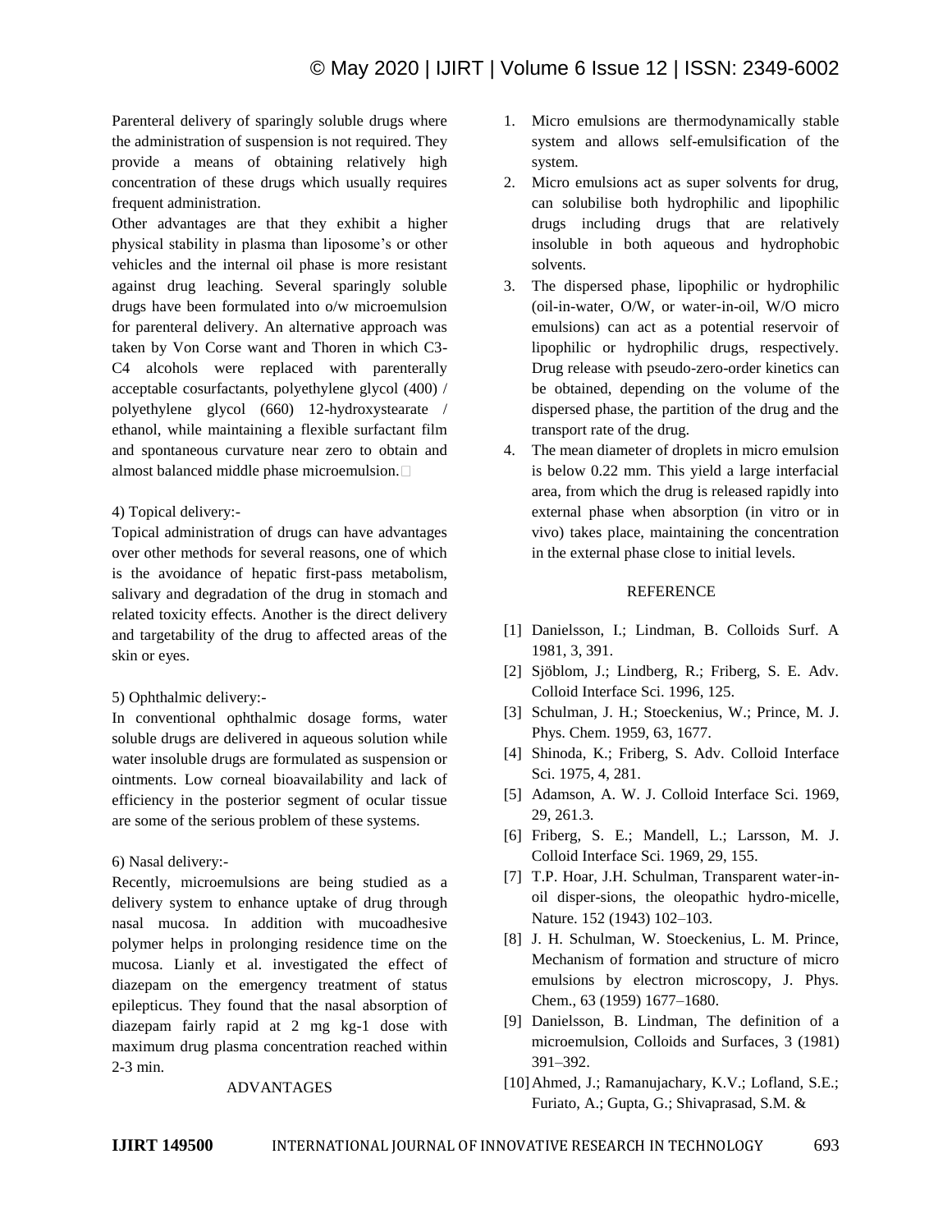Parenteral delivery of sparingly soluble drugs where the administration of suspension is not required. They provide a means of obtaining relatively high concentration of these drugs which usually requires frequent administration.

Other advantages are that they exhibit a higher physical stability in plasma than liposome's or other vehicles and the internal oil phase is more resistant against drug leaching. Several sparingly soluble drugs have been formulated into o/w microemulsion for parenteral delivery. An alternative approach was taken by Von Corse want and Thoren in which C3-C4 alcohols were replaced with parenterally acceptable cosurfactants, polyethylene glycol (400) / polyethylene glycol (660) 12-hydroxystearate / ethanol, while maintaining a flexible surfactant film and spontaneous curvature near zero to obtain and almost balanced middle phase microemulsion.

4) Topical delivery:-

Topical administration of drugs can have advantages over other methods for several reasons, one of which is the avoidance of hepatic first-pass metabolism, salivary and degradation of the drug in stomach and related toxicity effects. Another is the direct delivery and targetability of the drug to affected areas of the skin or eyes.

5) Ophthalmic delivery:-

In conventional ophthalmic dosage forms, water soluble drugs are delivered in aqueous solution while water insoluble drugs are formulated as suspension or ointments. Low corneal bioavailability and lack of efficiency in the posterior segment of ocular tissue are some of the serious problem of these systems.

6) Nasal delivery:-

Recently, microemulsions are being studied as a delivery system to enhance uptake of drug through nasal mucosa. In addition with mucoadhesive polymer helps in prolonging residence time on the mucosa. Lianly et al. investigated the effect of diazepam on the emergency treatment of status epilepticus. They found that the nasal absorption of diazepam fairly rapid at 2 mg kg-1 dose with maximum drug plasma concentration reached within 2-3 min.

## ADVANTAGES

1. Micro emulsions are thermodynamically stable system and allows self-emulsification of the system.
2. Micro emulsions act as super solvents for drug, can solubilise both hydrophilic and lipophilic drugs including drugs that are relatively insoluble in both aqueous and hydrophobic solvents.
3. The dispersed phase, lipophilic or hydrophilic (oil-in-water, O/W, or water-in-oil, W/O micro emulsions) can act as a potential reservoir of lipophilic or hydrophilic drugs, respectively. Drug release with pseudo-zero-order kinetics can be obtained, depending on the volume of the dispersed phase, the partition of the drug and the transport rate of the drug.
4. The mean diameter of droplets in micro emulsion is below 0.22 mm. This yield a large interfacial area, from which the drug is released rapidly into external phase when absorption (in vitro or in vivo) takes place, maintaining the concentration in the external phase close to initial levels.

## REFERENCE

[1] Danielsson, I.; Lindman, B. Colloids Surf. A 1981, 3, 391.

[2] Sjöblom, J.; Lindberg, R.; Friberg, S. E. Adv. Colloid Interface Sci. 1996, 125.

[3] Schulman, J. H.; Stoeckenius, W.; Prince, M. J. Phys. Chem. 1959, 63, 1677.

[4] Shinoda, K.; Friberg, S. Adv. Colloid Interface Sci. 1975, 4, 281.

[5] Adamson, A. W. J. Colloid Interface Sci. 1969, 29, 261.3.

[6] Friberg, S. E.; Mandell, L.; Larsson, M. J. Colloid Interface Sci. 1969, 29, 155.

[7] T.P. Hoar, J.H. Schulman, Transparent water-in-oil disper-sions, the oleopathic hydro-micelle, Nature. 152 (1943) 102–103.

[8] J. H. Schulman, W. Stoeckenius, L. M. Prince, Mechanism of formation and structure of micro emulsions by electron microscopy, J. Phys. Chem., 63 (1959) 1677–1680.

[9] Danielsson, B. Lindman, The definition of a microemulsion, Colloids and Surfaces, 3 (1981) 391–392.

[10] Ahmed, J.; Ramanujachary, K.V.; Lofland, S.E.; Furiato, A.; Gupta, G.; Shivaprasad, S.M. &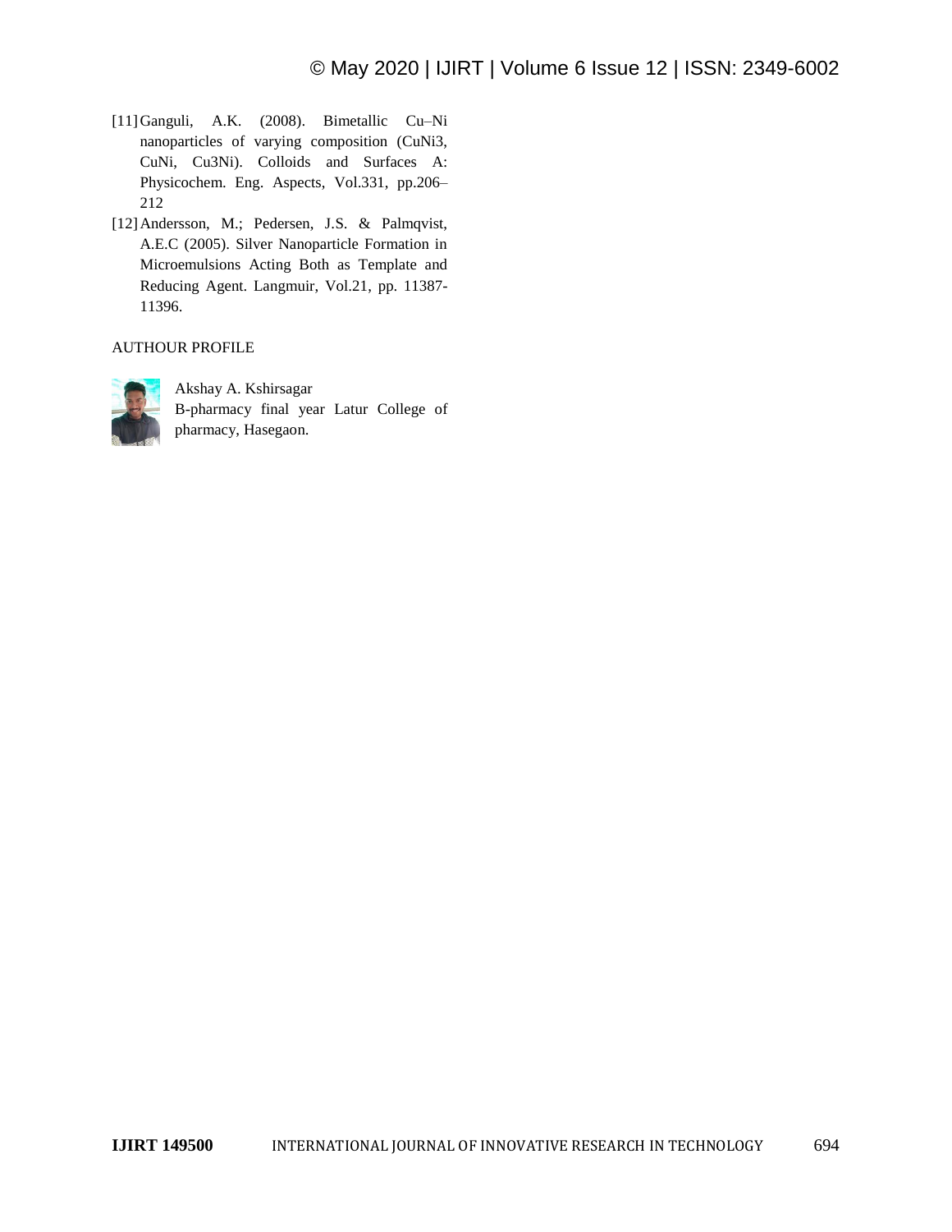[11] Ganguli, A.K. (2008). Bimetallic Cu–Ni nanoparticles of varying composition ($CuNi_3$, CuNi, $Cu_3Ni$). Colloids and Surfaces A: Physicochem. Eng. Aspects, Vol.331, pp.206–212

[12] Andersson, M.; Pedersen, J.S. & Palmqvist, A.E.C (2005). Silver Nanoparticle Formation in Microemulsions Acting Both as Template and Reducing Agent. Langmuir, Vol.21, pp. 11387-11396.

AUTHOUR PROFILE

Akshay A. Kshirsagar
B-pharmacy final year Latur College of pharmacy, Hasegaon.